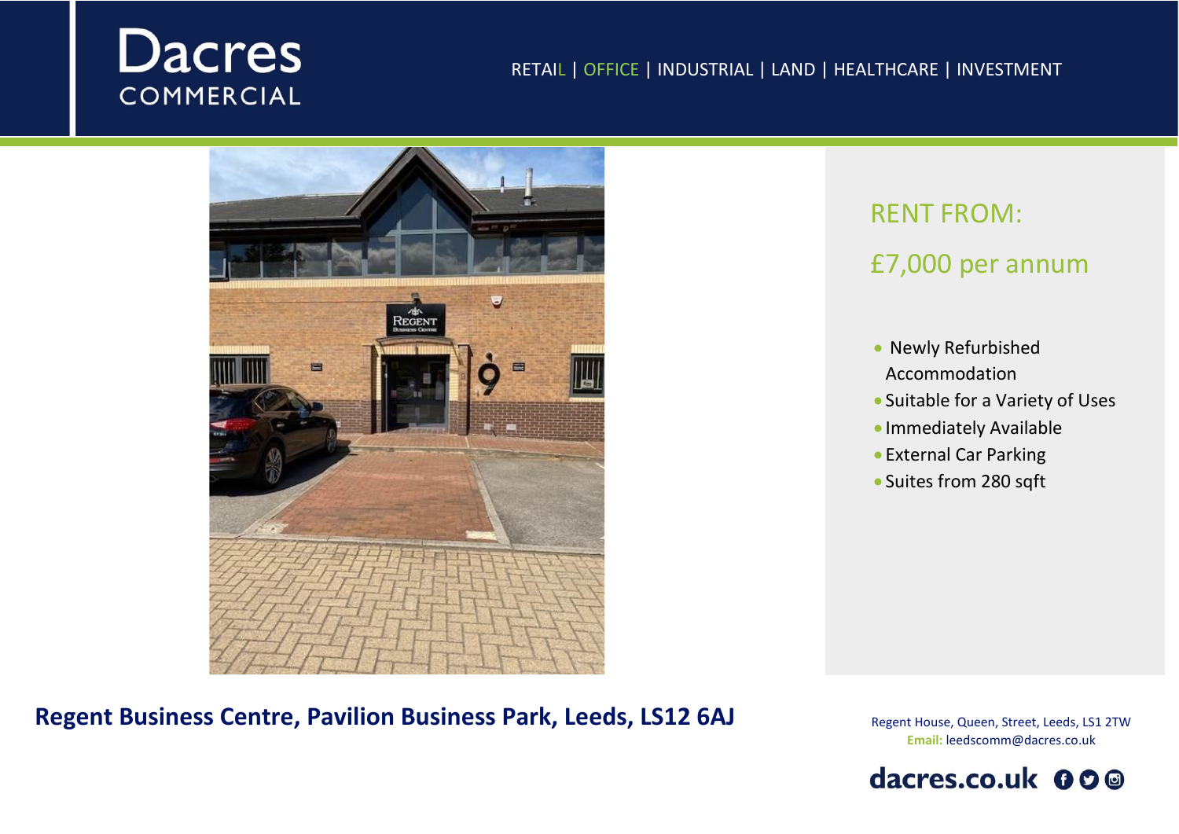# Dacres COMMERCIAL

RETAIL | OFFICE | INDUSTRIAL | LAND | HEALTHCARE | INVESTMENT

## RENT FROM:

## £7,000 per annum

- Newly Refurbished Accommodation
- Suitable for a Variety of Uses
- Immediately Available
- External Car Parking
- Suites from 280 sqft

**Regent Business Centre, Pavilion Business Park, Leeds, LS12 6AJ**

Regent House, Queen, Street, Leeds, LS1 2TW
**Email:** leedscomm@dacres.co.uk

**dacres.co.uk**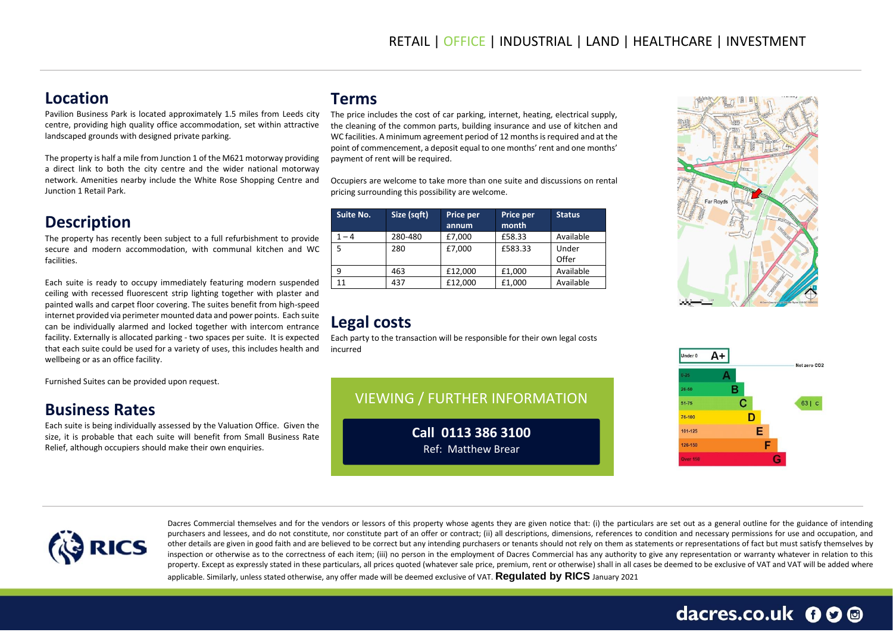RETAIL | OFFICE | INDUSTRIAL | LAND | HEALTHCARE | INVESTMENT

## Location

Pavilion Business Park is located approximately 1.5 miles from Leeds city centre, providing high quality office accommodation, set within attractive landscaped grounds with designed private parking.

The property is half a mile from Junction 1 of the M621 motorway providing a direct link to both the city centre and the wider national motorway network. Amenities nearby include the White Rose Shopping Centre and Junction 1 Retail Park.

## Description

The property has recently been subject to a full refurbishment to provide secure and modern accommodation, with communal kitchen and WC facilities.

Each suite is ready to occupy immediately featuring modern suspended ceiling with recessed fluorescent strip lighting together with plaster and painted walls and carpet floor covering. The suites benefit from high-speed internet provided via perimeter mounted data and power points. Each suite can be individually alarmed and locked together with intercom entrance facility. Externally is allocated parking - two spaces per suite. It is expected that each suite could be used for a variety of uses, this includes health and wellbeing or as an office facility.

Furnished Suites can be provided upon request.

## Business Rates

Each suite is being individually assessed by the Valuation Office. Given the size, it is probable that each suite will benefit from Small Business Rate Relief, although occupiers should make their own enquiries.

## Terms

The price includes the cost of car parking, internet, heating, electrical supply, the cleaning of the common parts, building insurance and use of kitchen and WC facilities. A minimum agreement period of 12 months is required and at the point of commencement, a deposit equal to one months' rent and one months' payment of rent will be required.

Occupiers are welcome to take more than one suite and discussions on rental pricing surrounding this possibility are welcome.

| Suite No. | Size (sqft) | Price per annum | Price per month | Status |
| --- | --- | --- | --- | --- |
| 1 – 4 | 280-480 | £7,000 | £58.33 | Available |
| 5 | 280 | £7,000 | £583.33 | Under Offer |
| 9 | 463 | £12,000 | £1,000 | Available |
| 11 | 437 | £12,000 | £1,000 | Available |

## Legal costs

Each party to the transaction will be responsible for their own legal costs incurred

## VIEWING / FURTHER INFORMATION

**Call 0113 386 3100**
Ref: Matthew Brear

Under 0 A+
Net zero CO2
0-25 A
26-50 B
51-75 C
76-100 D
101-125 E
126-150 F
Over 150 G
63 | C

Dacres Commercial themselves and for the vendors or lessors of this property whose agents they are given notice that: (i) the particulars are set out as a general outline for the guidance of intending purchasers and lessees, and do not constitute, nor constitute part of an offer or contract; (ii) all descriptions, dimensions, references to condition and necessary permissions for use and occupation, and other details are given in good faith and are believed to be correct but any intending purchasers or tenants should not rely on them as statements or representations of fact but must satisfy themselves by inspection or otherwise as to the correctness of each item; (iii) no person in the employment of Dacres Commercial has any authority to give any representation or warranty whatever in relation to this property. Except as expressly stated in these particulars, all prices quoted (whatever sale price, premium, rent or otherwise) shall in all cases be deemed to be exclusive of VAT and VAT will be added where applicable. Similarly, unless stated otherwise, any offer made will be deemed exclusive of VAT. **Regulated by RICS** January 2021

dacres.co.uk